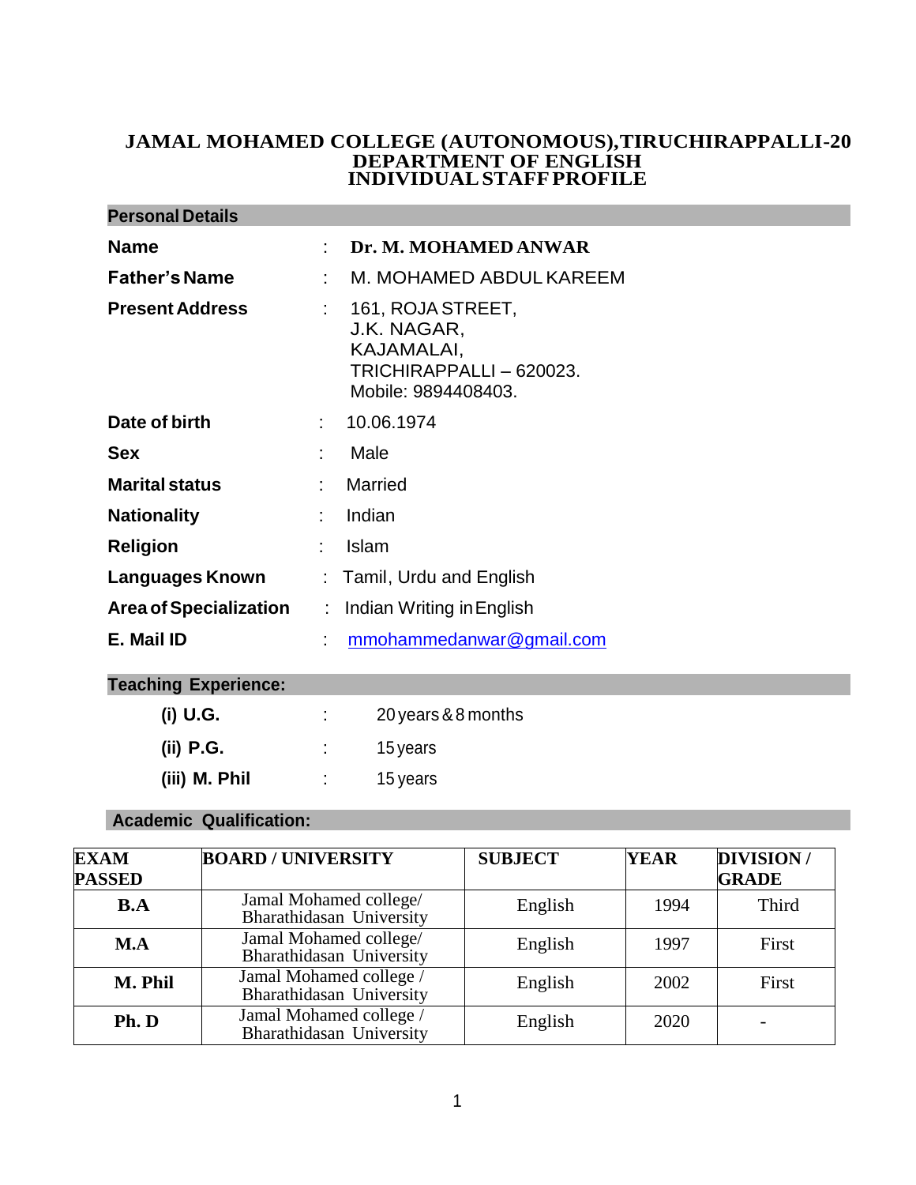# JAMAL MOHAMED COLLEGE (AUTONOMOUS),TIRUCHIRAPPALLI-20
## DEPARTMENT OF ENGLISH
## INDIVIDUAL STAFF PROFILE

### Personal Details

| | | |
|---|---|---|
| **Name** | : | **Dr. M. MOHAMED ANWAR** |
| **Father's Name** | : | M. MOHAMED ABDUL KAREEM |
| **Present Address** | : | 161, ROJA STREET,<br>J.K. NAGAR,<br>KAJAMALAI,<br>TRICHIRAPPALLI – 620023.<br>Mobile: 9894408403. |
| **Date of birth** | : | 10.06.1974 |
| **Sex** | : | Male |
| **Marital status** | : | Married |
| **Nationality** | : | Indian |
| **Religion** | : | Islam |
| **Languages Known** | : | Tamil, Urdu and English |
| **Area of Specialization** | : | Indian Writing in English |
| **E. Mail ID** | : | mmohammedanwar@gmail.com |

### Teaching Experience:

| | | |
|---|---|---|
| **(i) U.G.** | : | 20 years & 8 months |
| **(ii) P.G.** | : | 15 years |
| **(iii) M. Phil** | : | 15 years |

### Academic Qualification:

| EXAM PASSED | BOARD / UNIVERSITY | SUBJECT | YEAR | DIVISION / GRADE |
|---|---|---|---|---|
| **B.A** | Jamal Mohamed college/ Bharathidasan University | English | 1994 | Third |
| **M.A** | Jamal Mohamed college/ Bharathidasan University | English | 1997 | First |
| **M. Phil** | Jamal Mohamed college / Bharathidasan University | English | 2002 | First |
| **Ph. D** | Jamal Mohamed college / Bharathidasan University | English | 2020 | - |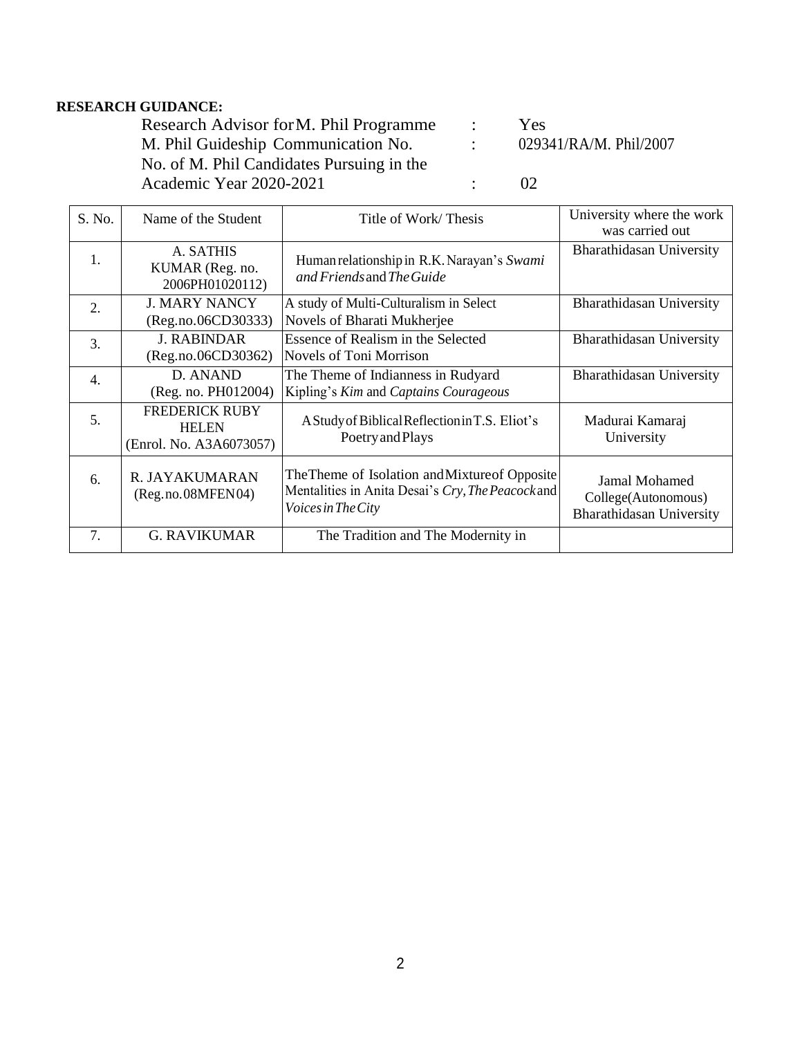**RESEARCH GUIDANCE:**

Research Advisor for M. Phil Programme : Yes

M. Phil Guideship Communication No. : 029341/RA/M. Phil/2007

No. of M. Phil Candidates Pursuing in the Academic Year 2020-2021 : 02

| S. No. | Name of the Student | Title of Work/ Thesis | University where the work was carried out |
|---|---|---|---|
| 1. | A. SATHIS KUMAR (Reg. no. 2006PH01020112) | Human relationship in R.K. Narayan's *Swami and Friends* and *The Guide* | Bharathidasan University |
| 2. | J. MARY NANCY (Reg.no.06CD30333) | A study of Multi-Culturalism in Select Novels of Bharati Mukherjee | Bharathidasan University |
| 3. | J. RABINDAR (Reg.no.06CD30362) | Essence of Realism in the Selected Novels of Toni Morrison | Bharathidasan University |
| 4. | D. ANAND (Reg. no. PH012004) | The Theme of Indianness in Rudyard Kipling's *Kim* and *Captains Courageous* | Bharathidasan University |
| 5. | FREDERICK RUBY HELEN (Enrol. No. A3A6073057) | A Study of Biblical Reflection in T.S. Eliot's Poetry and Plays | Madurai Kamaraj University |
| 6. | R. JAYAKUMARAN (Reg.no.08MFEN04) | The Theme of Isolation and Mixture of Opposite Mentalities in Anita Desai's *Cry, The Peacock* and *Voices in The City* | Jamal Mohamed College(Autonomous) Bharathidasan University |
| 7. | G. RAVIKUMAR | The Tradition and The Modernity in | |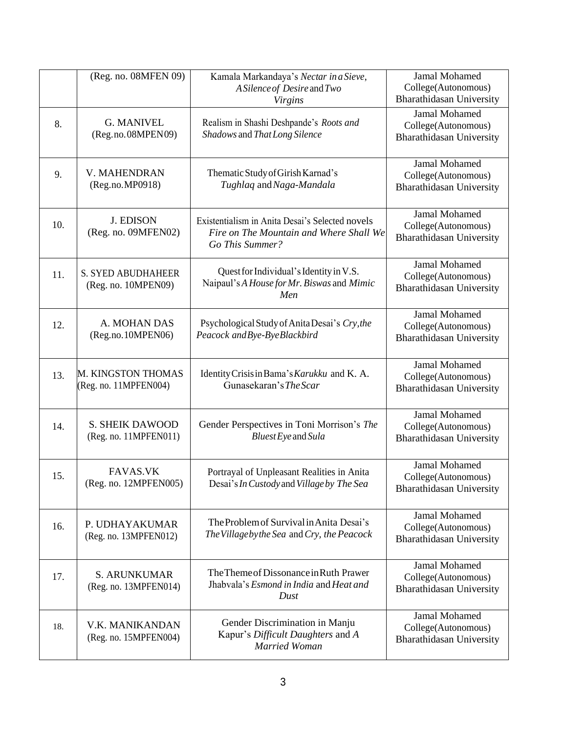| | | | |
|---|---|---|---|
| | (Reg. no. 08MFEN 09) | Kamala Markandaya's *Nectar in a Sieve*, *A Silence of Desire* and *Two Virgins* | Jamal Mohamed College(Autonomous) Bharathidasan University |
| 8. | G. MANIVEL (Reg.no.08MPEN09) | Realism in Shashi Deshpande's *Roots and Shadows* and *That Long Silence* | Jamal Mohamed College(Autonomous) Bharathidasan University |
| 9. | V. MAHENDRAN (Reg.no.MP0918) | Thematic Study of Girish Karnad's *Tughlaq* and *Naga-Mandala* | Jamal Mohamed College(Autonomous) Bharathidasan University |
| 10. | J. EDISON (Reg. no. 09MFEN02) | Existentialism in Anita Desai's Selected novels *Fire on The Mountain and Where Shall We Go This Summer?* | Jamal Mohamed College(Autonomous) Bharathidasan University |
| 11. | S. SYED ABUDHAHEER (Reg. no. 10MPEN09) | Quest for Individual's Identity in V.S. Naipaul's *A House for Mr. Biswas* and *Mimic Men* | Jamal Mohamed College(Autonomous) Bharathidasan University |
| 12. | A. MOHAN DAS (Reg.no.10MPEN06) | Psychological Study of Anita Desai's *Cry, the Peacock* and *Bye-Bye Blackbird* | Jamal Mohamed College(Autonomous) Bharathidasan University |
| 13. | M. KINGSTON THOMAS (Reg. no. 11MPFEN004) | Identity Crisis in Bama's *Karukku* and K. A. Gunasekaran's *The Scar* | Jamal Mohamed College(Autonomous) Bharathidasan University |
| 14. | S. SHEIK DAWOOD (Reg. no. 11MPFEN011) | Gender Perspectives in Toni Morrison's *The Bluest Eye* and *Sula* | Jamal Mohamed College(Autonomous) Bharathidasan University |
| 15. | FAVAS.VK (Reg. no. 12MPFEN005) | Portrayal of Unpleasant Realities in Anita Desai's *In Custody* and *Village by The Sea* | Jamal Mohamed College(Autonomous) Bharathidasan University |
| 16. | P. UDHAYAKUMAR (Reg. no. 13MPFEN012) | The Problem of Survival in Anita Desai's *The Village by the Sea* and *Cry, the Peacock* | Jamal Mohamed College(Autonomous) Bharathidasan University |
| 17. | S. ARUNKUMAR (Reg. no. 13MPFEN014) | The Theme of Dissonance in Ruth Prawer Jhabvala's *Esmond in India* and *Heat and Dust* | Jamal Mohamed College(Autonomous) Bharathidasan University |
| 18. | V.K. MANIKANDAN (Reg. no. 15MPFEN004) | Gender Discrimination in Manju Kapur's *Difficult Daughters* and *A Married Woman* | Jamal Mohamed College(Autonomous) Bharathidasan University |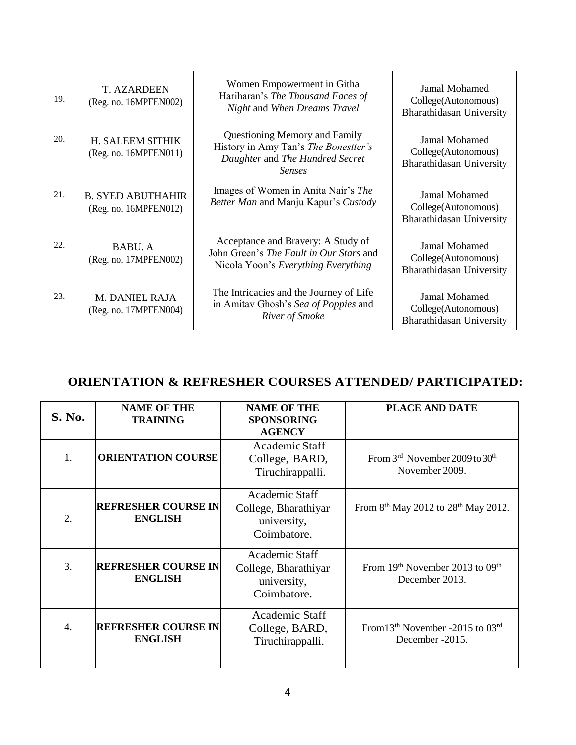| 19. | T. AZARDEEN (Reg. no. 16MPFEN002) | Women Empowerment in Githa Hariharan's *The Thousand Faces of Night* and *When Dreams Travel* | Jamal Mohamed College(Autonomous) Bharathidasan University |
|---|---|---|---|
| 20. | H. SALEEM SITHIK (Reg. no. 16MPFEN011) | Questioning Memory and Family History in Amy Tan's *The Bonestter's Daughter* and *The Hundred Secret Senses* | Jamal Mohamed College(Autonomous) Bharathidasan University |
| 21. | B. SYED ABUTHAHIR (Reg. no. 16MPFEN012) | Images of Women in Anita Nair's *The Better Man* and Manju Kapur's *Custody* | Jamal Mohamed College(Autonomous) Bharathidasan University |
| 22. | BABU. A (Reg. no. 17MPFEN002) | Acceptance and Bravery: A Study of John Green's *The Fault in Our Stars* and Nicola Yoon's *Everything Everything* | Jamal Mohamed College(Autonomous) Bharathidasan University |
| 23. | M. DANIEL RAJA (Reg. no. 17MPFEN004) | The Intricacies and the Journey of Life in Amitav Ghosh's *Sea of Poppies* and *River of Smoke* | Jamal Mohamed College(Autonomous) Bharathidasan University |

## ORIENTATION & REFRESHER COURSES ATTENDED/ PARTICIPATED:

| S. No. | NAME OF THE TRAINING | NAME OF THE SPONSORING AGENCY | PLACE AND DATE |
|---|---|---|---|
| 1. | **ORIENTATION COURSE** | Academic Staff College, BARD, Tiruchirappalli. | From 3rd November 2009 to 30th November 2009. |
| 2. | **REFRESHER COURSE IN ENGLISH** | Academic Staff College, Bharathiyar university, Coimbatore. | From 8th May 2012 to 28th May 2012. |
| 3. | **REFRESHER COURSE IN ENGLISH** | Academic Staff College, Bharathiyar university, Coimbatore. | From 19th November 2013 to 09th December 2013. |
| 4. | **REFRESHER COURSE IN ENGLISH** | Academic Staff College, BARD, Tiruchirappalli. | From13th November -2015 to 03rd December -2015. |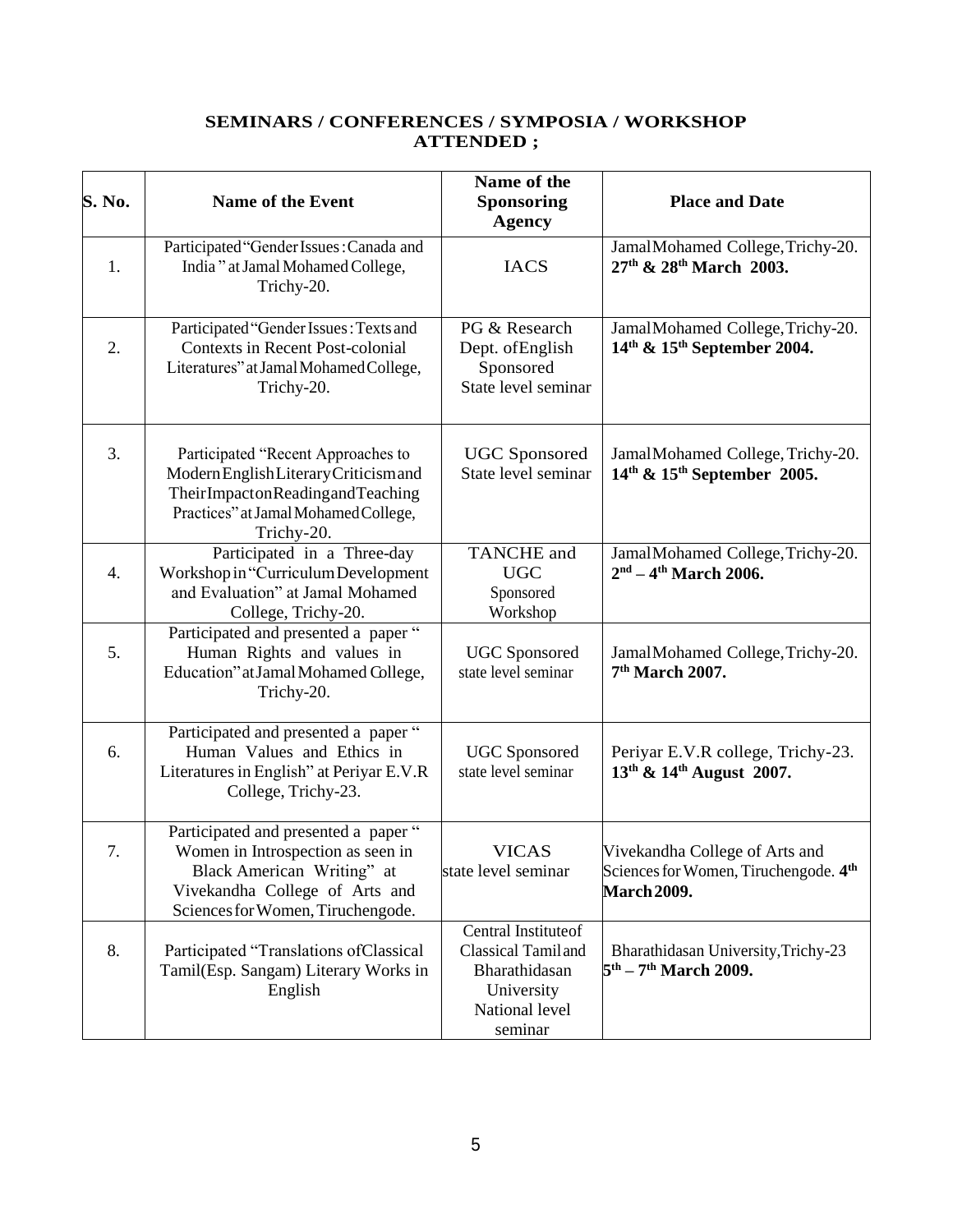**SEMINARS / CONFERENCES / SYMPOSIA / WORKSHOP ATTENDED ;**

| S. No. | Name of the Event | Name of the Sponsoring Agency | Place and Date |
|---|---|---|---|
| 1. | Participated "Gender Issues : Canada and India " at Jamal Mohamed College, Trichy-20. | IACS | Jamal Mohamed College, Trichy-20. **27th & 28th March 2003.** |
| 2. | Participated "Gender Issues : Texts and Contexts in Recent Post-colonial Literatures" at Jamal Mohamed College, Trichy-20. | PG & Research Dept. of English Sponsored State level seminar | Jamal Mohamed College, Trichy-20. **14th & 15th September 2004.** |
| 3. | Participated "Recent Approaches to Modern English Literary Criticism and Their Impact on Reading and Teaching Practices" at Jamal Mohamed College, Trichy-20. | UGC Sponsored State level seminar | Jamal Mohamed College, Trichy-20. **14th & 15th September 2005.** |
| 4. | Participated in a Three-day Workshop in "Curriculum Development and Evaluation" at Jamal Mohamed College, Trichy-20. | TANCHE and UGC Sponsored Workshop | Jamal Mohamed College, Trichy-20. **2nd – 4th March 2006.** |
| 5. | Participated and presented a paper " Human Rights and values in Education" at Jamal Mohamed College, Trichy-20. | UGC Sponsored state level seminar | Jamal Mohamed College, Trichy-20. **7th March 2007.** |
| 6. | Participated and presented a paper " Human Values and Ethics in Literatures in English" at Periyar E.V.R College, Trichy-23. | UGC Sponsored state level seminar | Periyar E.V.R college, Trichy-23. **13th & 14th August 2007.** |
| 7. | Participated and presented a paper " Women in Introspection as seen in Black American Writing" at Vivekandha College of Arts and Sciences for Women, Tiruchengode. | VICAS state level seminar | Vivekandha College of Arts and Sciences for Women, Tiruchengode. **4th March 2009.** |
| 8. | Participated "Translations of Classical Tamil(Esp. Sangam) Literary Works in English | Central Institute of Classical Tamil and Bharathidasan University National level seminar | Bharathidasan University, Trichy-23 **5th – 7th March 2009.** |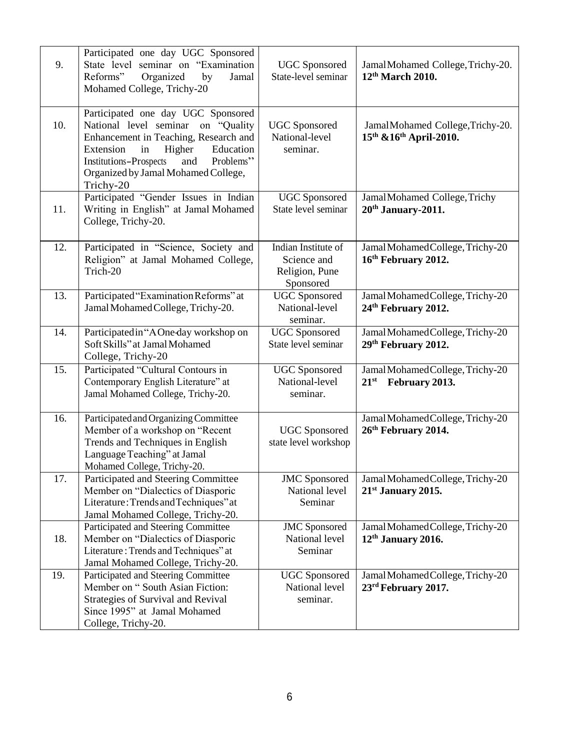| 9. | Participated one day UGC Sponsored State level seminar on "Examination Reforms" Organized by Jamal Mohamed College, Trichy-20 | UGC Sponsored State-level seminar | Jamal Mohamed College, Trichy-20. **12th March 2010.** |
|---|---|---|---|
| 10. | Participated one day UGC Sponsored National level seminar on "Quality Enhancement in Teaching, Research and Extension in Higher Education Institutions–Prospects and Problems" Organized by Jamal Mohamed College, Trichy-20 | UGC Sponsored National-level seminar. | Jamal Mohamed College, Trichy-20. **15th &16th April-2010.** |
| 11. | Participated "Gender Issues in Indian Writing in English" at Jamal Mohamed College, Trichy-20. | UGC Sponsored State level seminar | Jamal Mohamed College, Trichy **20th January-2011.** |
| 12. | Participated in "Science, Society and Religion" at Jamal Mohamed College, Trich-20 | Indian Institute of Science and Religion, Pune Sponsored | Jamal Mohamed College, Trichy-20 **16th February 2012.** |
| 13. | Participated "Examination Reforms" at Jamal Mohamed College, Trichy-20. | UGC Sponsored National-level seminar. | Jamal Mohamed College, Trichy-20 **24th February 2012.** |
| 14. | Participated in "A One-day workshop on Soft Skills" at Jamal Mohamed College, Trichy-20 | UGC Sponsored State level seminar | Jamal Mohamed College, Trichy-20 **29th February 2012.** |
| 15. | Participated "Cultural Contours in Contemporary English Literature" at Jamal Mohamed College, Trichy-20. | UGC Sponsored National-level seminar. | Jamal Mohamed College, Trichy-20 **21st February 2013.** |
| 16. | Participated and Organizing Committee Member of a workshop on "Recent Trends and Techniques in English Language Teaching" at Jamal Mohamed College, Trichy-20. | UGC Sponsored state level workshop | Jamal Mohamed College, Trichy-20 **26th February 2014.** |
| 17. | Participated and Steering Committee Member on "Dialectics of Diasporic Literature: Trends and Techniques" at Jamal Mohamed College, Trichy-20. | JMC Sponsored National level Seminar | Jamal Mohamed College, Trichy-20 **21st January 2015.** |
| 18. | Participated and Steering Committee Member on "Dialectics of Diasporic Literature : Trends and Techniques" at Jamal Mohamed College, Trichy-20. | JMC Sponsored National level Seminar | Jamal Mohamed College, Trichy-20 **12th January 2016.** |
| 19. | Participated and Steering Committee Member on " South Asian Fiction: Strategies of Survival and Revival Since 1995" at Jamal Mohamed College, Trichy-20. | UGC Sponsored National level seminar. | Jamal Mohamed College, Trichy-20 **23rd February 2017.** |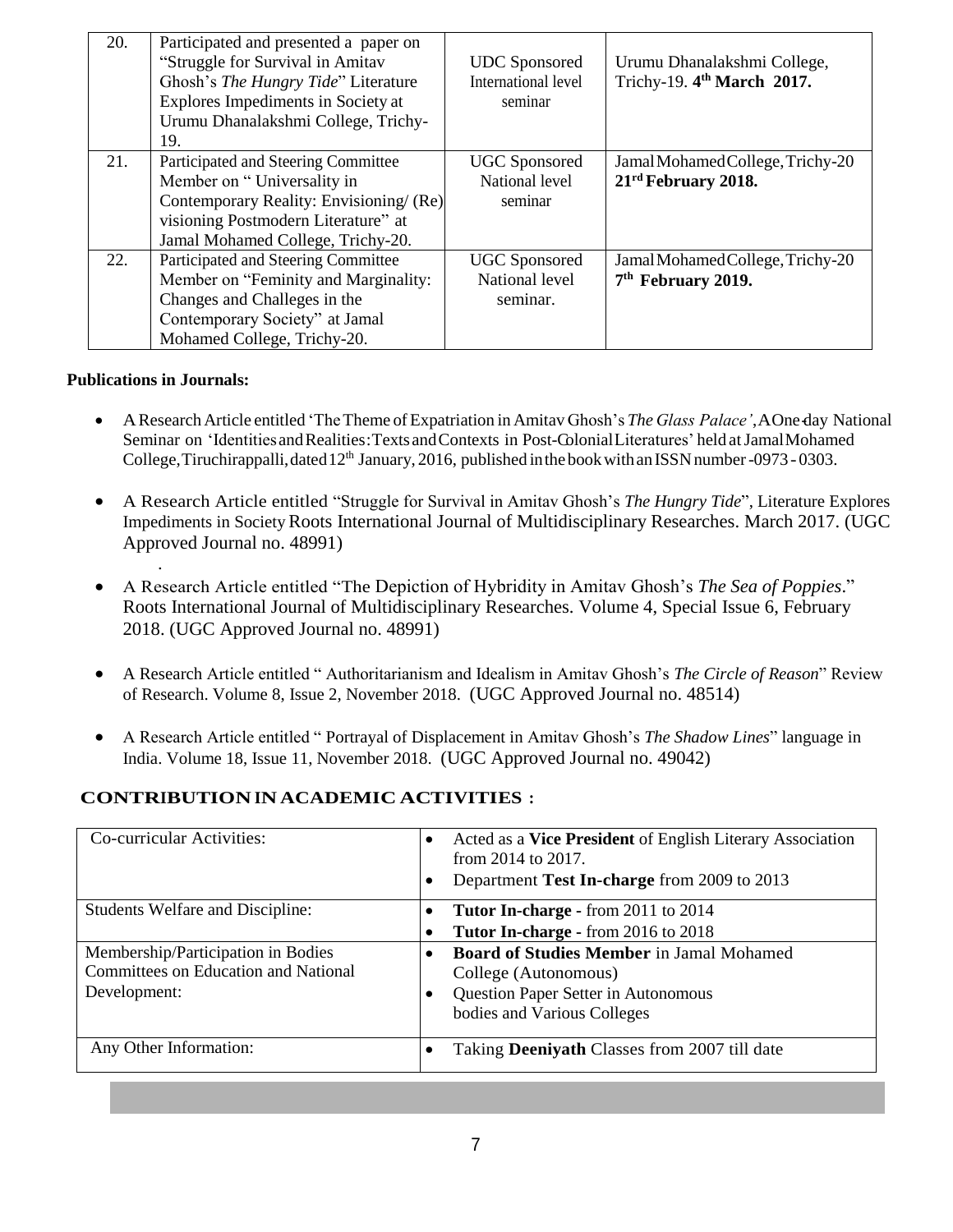| | | | |
|---|---|---|---|
| 20. | Participated and presented a paper on "Struggle for Survival in Amitav Ghosh's *The Hungry Tide*" Literature Explores Impediments in Society at Urumu Dhanalakshmi College, Trichy-19. | UDC Sponsored International level seminar | Urumu Dhanalakshmi College, Trichy-19. **4th March 2017.** |
| 21. | Participated and Steering Committee Member on " Universality in Contemporary Reality: Envisioning/ (Re) visioning Postmodern Literature" at Jamal Mohamed College, Trichy-20. | UGC Sponsored National level seminar | Jamal Mohamed College, Trichy-20 **21rd February 2018.** |
| 22. | Participated and Steering Committee Member on "Feminity and Marginality: Changes and Challeges in the Contemporary Society" at Jamal Mohamed College, Trichy-20. | UGC Sponsored National level seminar. | Jamal Mohamed College, Trichy-20 **7th February 2019.** |

**Publications in Journals:**

- A Research Article entitled 'The Theme of Expatriation in Amitav Ghosh's *The Glass Palace'*, A One-day National Seminar on 'Identities and Realities: Texts and Contexts in Post-Colonial Literatures' held at Jamal Mohamed College, Tiruchirappalli, dated 12th January, 2016, published in the book with an ISSN number - 0973 - 0303.
- A Research Article entitled "Struggle for Survival in Amitav Ghosh's *The Hungry Tide*", Literature Explores Impediments in Society Roots International Journal of Multidisciplinary Researches. March 2017. (UGC Approved Journal no. 48991)
- A Research Article entitled "The Depiction of Hybridity in Amitav Ghosh's *The Sea of Poppies*." Roots International Journal of Multidisciplinary Researches. Volume 4, Special Issue 6, February 2018. (UGC Approved Journal no. 48991)
- A Research Article entitled " Authoritarianism and Idealism in Amitav Ghosh's *The Circle of Reason*" Review of Research. Volume 8, Issue 2, November 2018. (UGC Approved Journal no. 48514)
- A Research Article entitled " Portrayal of Displacement in Amitav Ghosh's *The Shadow Lines*" language in India. Volume 18, Issue 11, November 2018. (UGC Approved Journal no. 49042)

## CONTRIBUTION IN ACADEMIC ACTIVITIES :

| | |
|---|---|
| Co-curricular Activities: | • Acted as a **Vice President** of English Literary Association from 2014 to 2017.<br>• Department **Test In-charge** from 2009 to 2013 |
| Students Welfare and Discipline: | • **Tutor In-charge -** from 2011 to 2014<br>• **Tutor In-charge -** from 2016 to 2018 |
| Membership/Participation in Bodies Committees on Education and National Development: | • **Board of Studies Member** in Jamal Mohamed College (Autonomous)<br>• Question Paper Setter in Autonomous bodies and Various Colleges |
| Any Other Information: | • Taking **Deeniyath** Classes from 2007 till date |